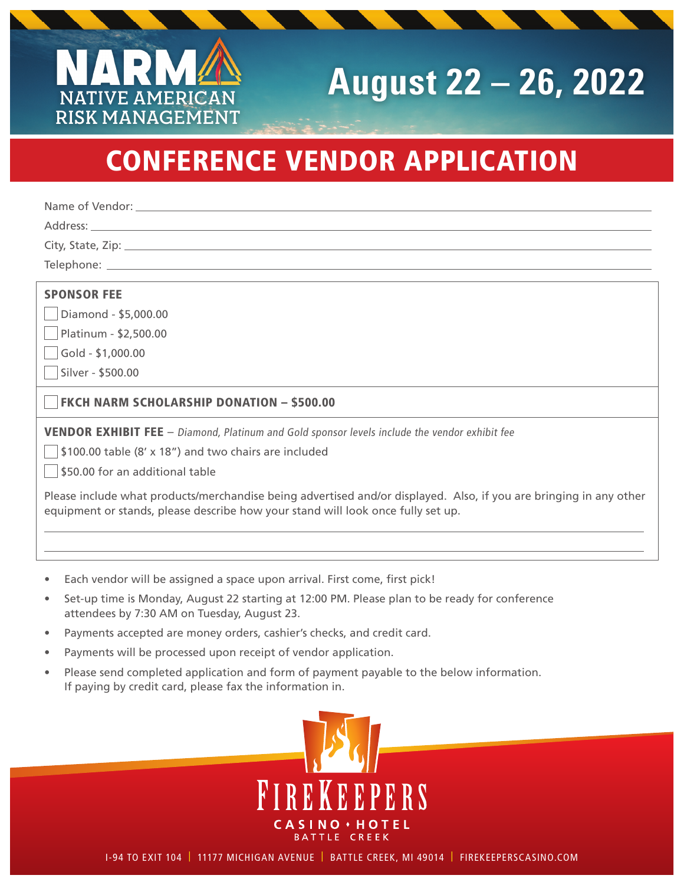NARM NATIVE AMERICAN RISK MANAGEMENT

**August 22 – 26, 2022**

# CONFERENCE VENDOR APPLICATION

Name of Vendor: \_\_\_\_\_\_\_\_\_\_\_\_\_\_\_\_\_\_\_\_\_\_\_\_\_\_\_\_\_\_\_\_

Address: \_\_\_\_\_\_\_\_\_\_\_\_\_\_\_\_\_\_\_\_\_\_\_\_\_\_\_\_\_\_\_\_

City, State, Zip: \_\_\_\_\_\_\_\_\_\_\_\_\_\_\_\_\_\_\_\_\_\_\_\_\_\_\_\_\_\_\_\_

Telephone: \_\_\_\_\_\_\_\_\_\_\_\_\_\_\_\_\_\_\_\_\_\_\_\_\_\_\_\_\_\_\_\_

**SPONSOR FEE**

- ☐ Diamond - $5,000.00
- ☐ Platinum - $2,500.00
- ☐ Gold - $1,000.00
- ☐ Silver - $500.00

☐ **FKCH NARM SCHOLARSHIP DONATION – $500.00**

**VENDOR EXHIBIT FEE** – *Diamond, Platinum and Gold sponsor levels include the vendor exhibit fee*

- ☐ $100.00 table (8' x 18") and two chairs are included
- ☐ $50.00 for an additional table

Please include what products/merchandise being advertised and/or displayed. Also, if you are bringing in any other equipment or stands, please describe how your stand will look once fully set up.

\_\_\_\_\_\_\_\_\_\_\_\_\_\_\_\_\_\_\_\_\_\_\_\_\_\_\_\_\_\_\_\_

\_\_\_\_\_\_\_\_\_\_\_\_\_\_\_\_\_\_\_\_\_\_\_\_\_\_\_\_\_\_\_\_

- Each vendor will be assigned a space upon arrival. First come, first pick!
- Set-up time is Monday, August 22 starting at 12:00 PM. Please plan to be ready for conference attendees by 7:30 AM on Tuesday, August 23.
- Payments accepted are money orders, cashier's checks, and credit card.
- Payments will be processed upon receipt of vendor application.
- Please send completed application and form of payment payable to the below information. If paying by credit card, please fax the information in.

FIREKEEPERS CASINO • HOTEL BATTLE CREEK

I-94 TO EXIT 104 | 11177 MICHIGAN AVENUE | BATTLE CREEK, MI 49014 | FIREKEEPERSCASINO.COM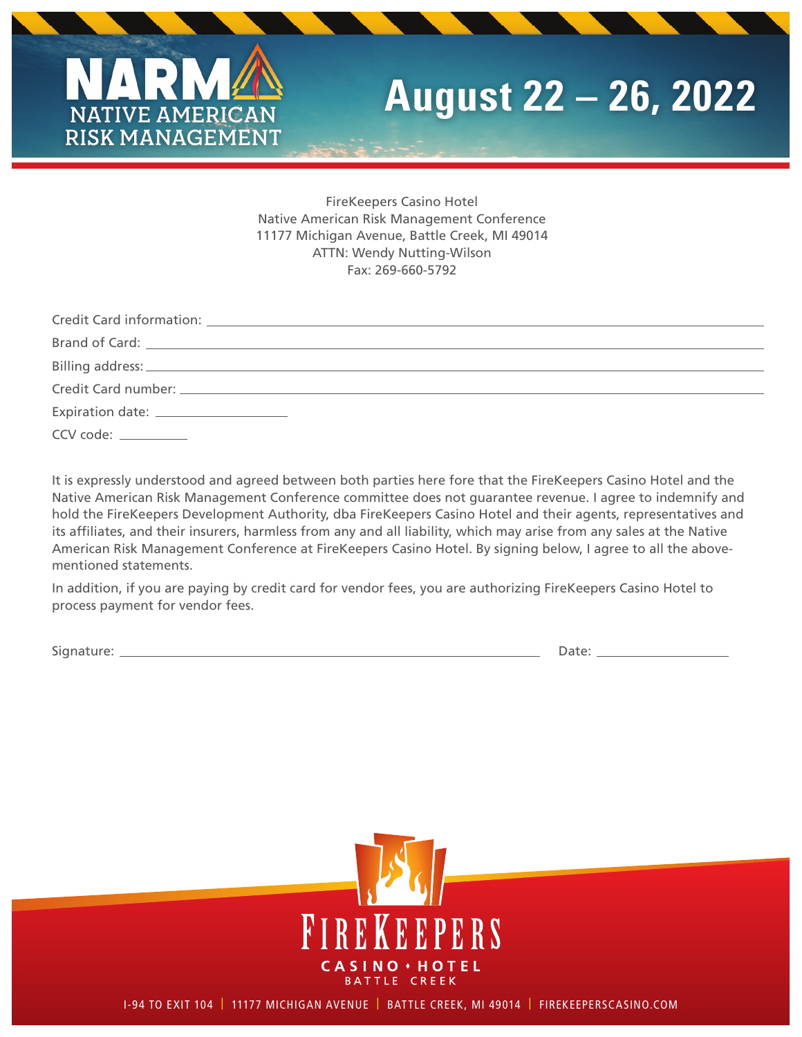NARM NATIVE AMERICAN RISK MANAGEMENT

# August 22 – 26, 2022

FireKeepers Casino Hotel
Native American Risk Management Conference
11177 Michigan Avenue, Battle Creek, MI 49014
ATTN: Wendy Nutting-Wilson
Fax: 269-660-5792

Credit Card information: ______________________________

Brand of Card: ______________________________

Billing address: ______________________________

Credit Card number: ______________________________

Expiration date: ____________

CCV code: ________

It is expressly understood and agreed between both parties here fore that the FireKeepers Casino Hotel and the Native American Risk Management Conference committee does not guarantee revenue. I agree to indemnify and hold the FireKeepers Development Authority, dba FireKeepers Casino Hotel and their agents, representatives and its affiliates, and their insurers, harmless from any and all liability, which may arise from any sales at the Native American Risk Management Conference at FireKeepers Casino Hotel. By signing below, I agree to all the above-mentioned statements.

In addition, if you are paying by credit card for vendor fees, you are authorizing FireKeepers Casino Hotel to process payment for vendor fees.

Signature: ______________________________ Date: ____________

FIREKEEPERS CASINO • HOTEL BATTLE CREEK

I-94 TO EXIT 104 | 11177 MICHIGAN AVENUE | BATTLE CREEK, MI 49014 | FIREKEEPERSCASINO.COM